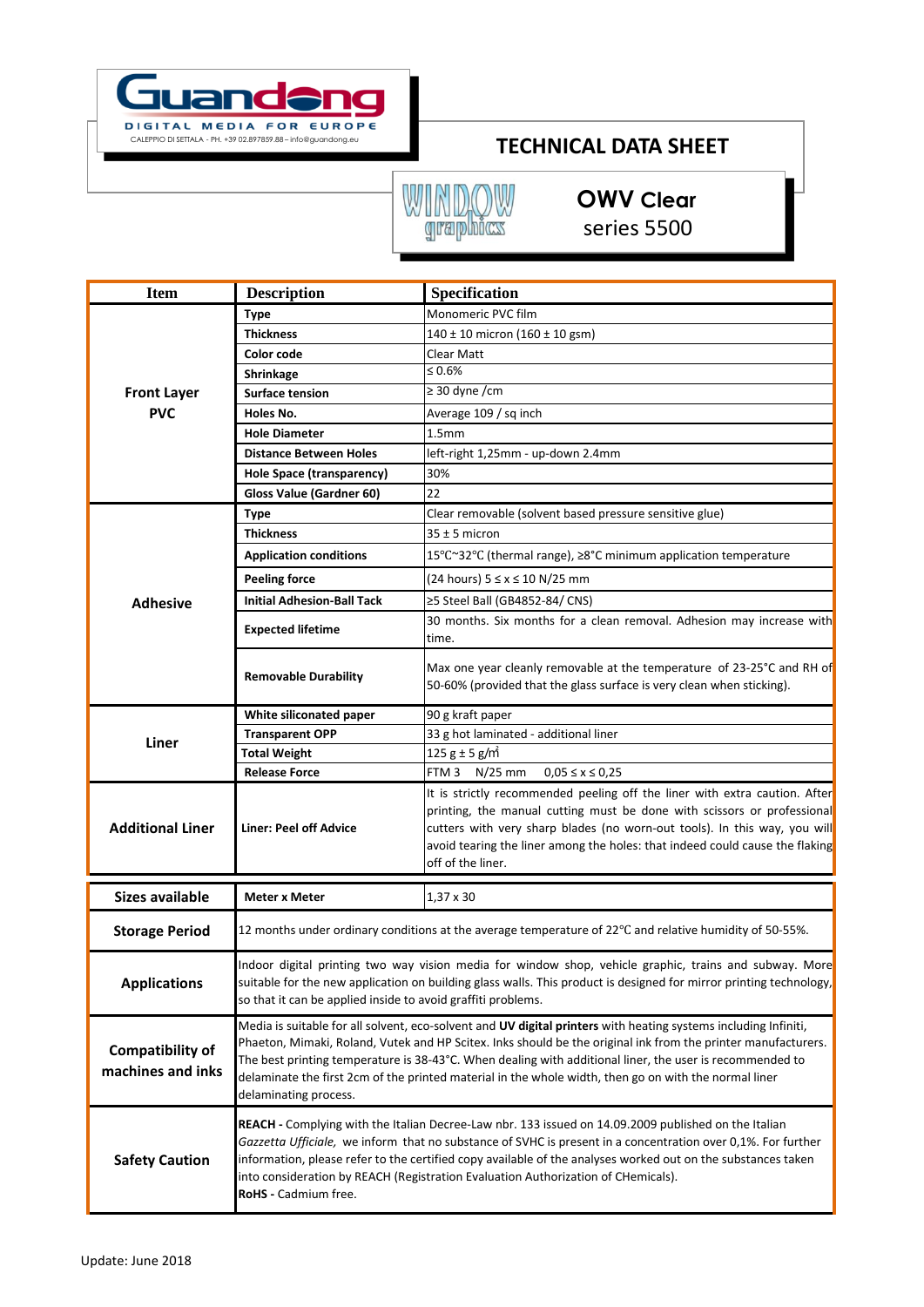Guandong

DIGITAL MEDIA FOR EUROPE

CALEPPIO DI SETTALA - PH. +39 02.897859.88 – info@guandong.eu

# TECHNICAL DATA SHEET

WINDOW graphics

## OWV Clear

## series 5500

| Item | Description | Specification |
|---|---|---|
| **Front Layer PVC** | **Type** | Monomeric PVC film |
| | **Thickness** | 140 ± 10 micron (160 ± 10 gsm) |
| | **Color code** | Clear Matt |
| | **Shrinkage** | ≤ 0.6% |
| | **Surface tension** | ≥ 30 dyne /cm |
| | **Holes No.** | Average 109 / sq inch |
| | **Hole Diameter** | 1.5mm |
| | **Distance Between Holes** | left-right 1,25mm - up-down 2.4mm |
| | **Hole Space (transparency)** | 30% |
| | **Gloss Value (Gardner 60)** | 22 |
| **Adhesive** | **Type** | Clear removable (solvent based pressure sensitive glue) |
| | **Thickness** | 35 ± 5 micron |
| | **Application conditions** | 15°C~32°C (thermal range), ≥8°C minimum application temperature |
| | **Peeling force** | (24 hours) 5 ≤ x ≤ 10 N/25 mm |
| | **Initial Adhesion-Ball Tack** | ≥5 Steel Ball (GB4852-84/ CNS) |
| | **Expected lifetime** | 30 months. Six months for a clean removal. Adhesion may increase with time. |
| | **Removable Durability** | Max one year cleanly removable at the temperature of 23-25°C and RH of 50-60% (provided that the glass surface is very clean when sticking). |
| **Liner** | **White siliconated paper** | 90 g kraft paper |
| | **Transparent OPP** | 33 g hot laminated - additional liner |
| | **Total Weight** | 125 g ± 5 g/m$^2$ |
| | **Release Force** | FTM 3 N/25 mm 0,05 ≤ x ≤ 0,25 |
| **Additional Liner** | **Liner: Peel off Advice** | It is strictly recommended peeling off the liner with extra caution. After printing, the manual cutting must be done with scissors or professional cutters with very sharp blades (no worn-out tools). In this way, you will avoid tearing the liner among the holes: that indeed could cause the flaking off of the liner. |

| | | |
|---|---|---|
| **Sizes available** | **Meter x Meter** | 1,37 x 30 |
| **Storage Period** | 12 months under ordinary conditions at the average temperature of 22℃ and relative humidity of 50-55%. | |
| **Applications** | Indoor digital printing two way vision media for window shop, vehicle graphic, trains and subway. More suitable for the new application on building glass walls. This product is designed for mirror printing technology, so that it can be applied inside to avoid graffiti problems. | |
| **Compatibility of machines and inks** | Media is suitable for all solvent, eco-solvent and **UV digital printers** with heating systems including Infiniti, Phaeton, Mimaki, Roland, Vutek and HP Scitex. Inks should be the original ink from the printer manufacturers. The best printing temperature is 38-43°C. When dealing with additional liner, the user is recommended to delaminate the first 2cm of the printed material in the whole width, then go on with the normal liner delaminating process. | |
| **Safety Caution** | **REACH -** Complying with the Italian Decree-Law nbr. 133 issued on 14.09.2009 published on the Italian *Gazzetta Ufficiale,* we inform that no substance of SVHC is present in a concentration over 0,1%. For further information, please refer to the certified copy available of the analyses worked out on the substances taken into consideration by REACH (Registration Evaluation Authorization of CHemicals). **RoHS -** Cadmium free. | |

Update: June 2018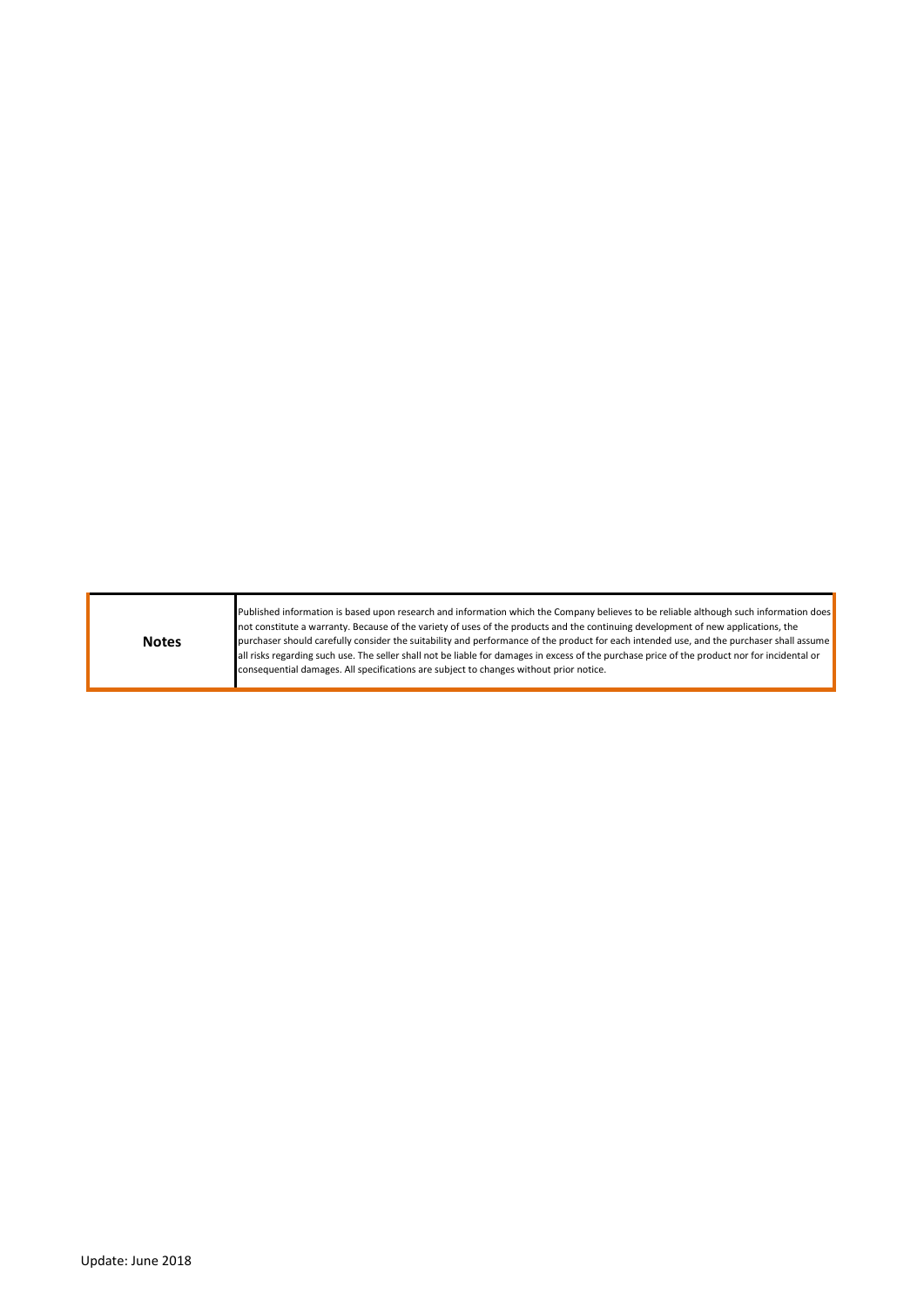| | |
|---|---|
| **Notes** | Published information is based upon research and information which the Company believes to be reliable although such information does not constitute a warranty. Because of the variety of uses of the products and the continuing development of new applications, the purchaser should carefully consider the suitability and performance of the product for each intended use, and the purchaser shall assume all risks regarding such use. The seller shall not be liable for damages in excess of the purchase price of the product nor for incidental or consequential damages. All specifications are subject to changes without prior notice. |

Update: June 2018